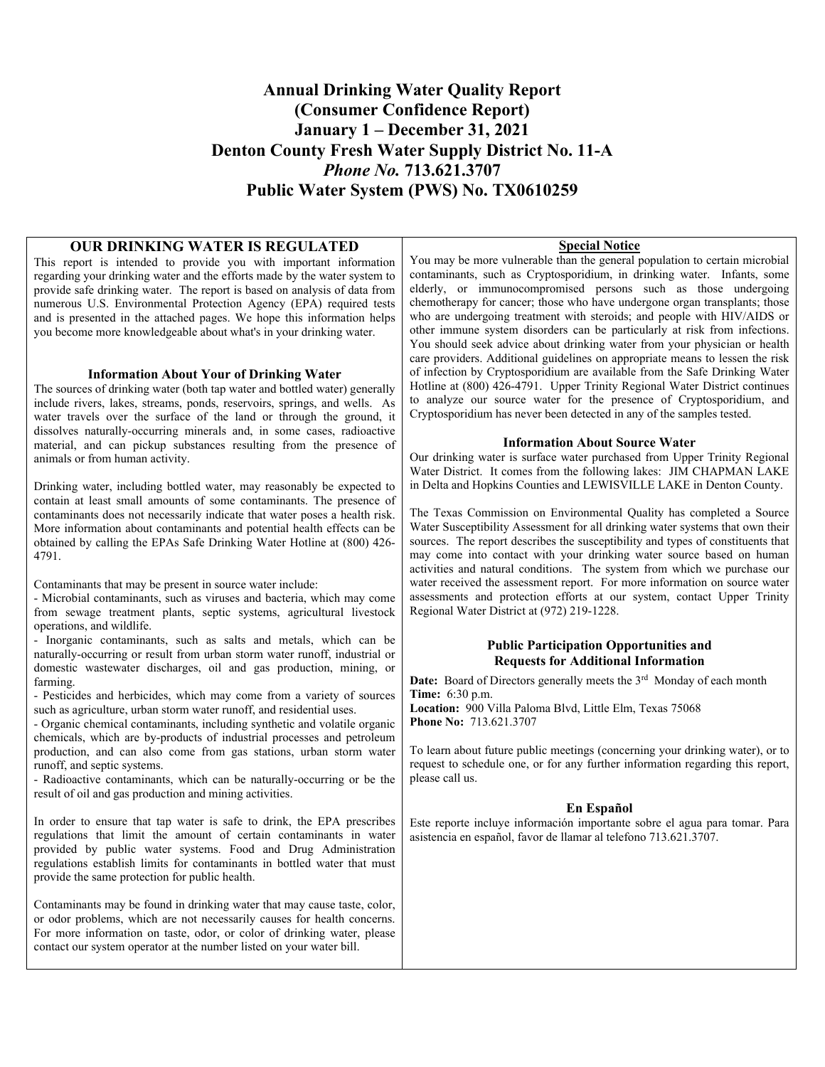# Annual Drinking Water Quality Report
# (Consumer Confidence Report)
# January 1 – December 31, 2021
# Denton County Fresh Water Supply District No. 11-A
# *Phone No.* 713.621.3707
# Public Water System (PWS) No. TX0610259

## OUR DRINKING WATER IS REGULATED

This report is intended to provide you with important information regarding your drinking water and the efforts made by the water system to provide safe drinking water. The report is based on analysis of data from numerous U.S. Environmental Protection Agency (EPA) required tests and is presented in the attached pages. We hope this information helps you become more knowledgeable about what's in your drinking water.

### Information About Your of Drinking Water

The sources of drinking water (both tap water and bottled water) generally include rivers, lakes, streams, ponds, reservoirs, springs, and wells. As water travels over the surface of the land or through the ground, it dissolves naturally-occurring minerals and, in some cases, radioactive material, and can pickup substances resulting from the presence of animals or from human activity.

Drinking water, including bottled water, may reasonably be expected to contain at least small amounts of some contaminants. The presence of contaminants does not necessarily indicate that water poses a health risk. More information about contaminants and potential health effects can be obtained by calling the EPAs Safe Drinking Water Hotline at (800) 426-4791.

Contaminants that may be present in source water include:

- Microbial contaminants, such as viruses and bacteria, which may come from sewage treatment plants, septic systems, agricultural livestock operations, and wildlife.
- Inorganic contaminants, such as salts and metals, which can be naturally-occurring or result from urban storm water runoff, industrial or domestic wastewater discharges, oil and gas production, mining, or farming.
- Pesticides and herbicides, which may come from a variety of sources such as agriculture, urban storm water runoff, and residential uses.
- Organic chemical contaminants, including synthetic and volatile organic chemicals, which are by-products of industrial processes and petroleum production, and can also come from gas stations, urban storm water runoff, and septic systems.
- Radioactive contaminants, which can be naturally-occurring or be the result of oil and gas production and mining activities.

In order to ensure that tap water is safe to drink, the EPA prescribes regulations that limit the amount of certain contaminants in water provided by public water systems. Food and Drug Administration regulations establish limits for contaminants in bottled water that must provide the same protection for public health.

Contaminants may be found in drinking water that may cause taste, color, or odor problems, which are not necessarily causes for health concerns. For more information on taste, odor, or color of drinking water, please contact our system operator at the number listed on your water bill.

### Special Notice

You may be more vulnerable than the general population to certain microbial contaminants, such as Cryptosporidium, in drinking water. Infants, some elderly, or immunocompromised persons such as those undergoing chemotherapy for cancer; those who have undergone organ transplants; those who are undergoing treatment with steroids; and people with HIV/AIDS or other immune system disorders can be particularly at risk from infections. You should seek advice about drinking water from your physician or health care providers. Additional guidelines on appropriate means to lessen the risk of infection by Cryptosporidium are available from the Safe Drinking Water Hotline at (800) 426-4791. Upper Trinity Regional Water District continues to analyze our source water for the presence of Cryptosporidium, and Cryptosporidium has never been detected in any of the samples tested.

### Information About Source Water

Our drinking water is surface water purchased from Upper Trinity Regional Water District. It comes from the following lakes: JIM CHAPMAN LAKE in Delta and Hopkins Counties and LEWISVILLE LAKE in Denton County.

The Texas Commission on Environmental Quality has completed a Source Water Susceptibility Assessment for all drinking water systems that own their sources. The report describes the susceptibility and types of constituents that may come into contact with your drinking water source based on human activities and natural conditions. The system from which we purchase our water received the assessment report. For more information on source water assessments and protection efforts at our system, contact Upper Trinity Regional Water District at (972) 219-1228.

### Public Participation Opportunities and Requests for Additional Information

**Date:** Board of Directors generally meets the 3rd Monday of each month
**Time:** 6:30 p.m.
**Location:** 900 Villa Paloma Blvd, Little Elm, Texas 75068
**Phone No:** 713.621.3707

To learn about future public meetings (concerning your drinking water), or to request to schedule one, or for any further information regarding this report, please call us.

### En Español

Este reporte incluye información importante sobre el agua para tomar. Para asistencia en español, favor de llamar al telefono 713.621.3707.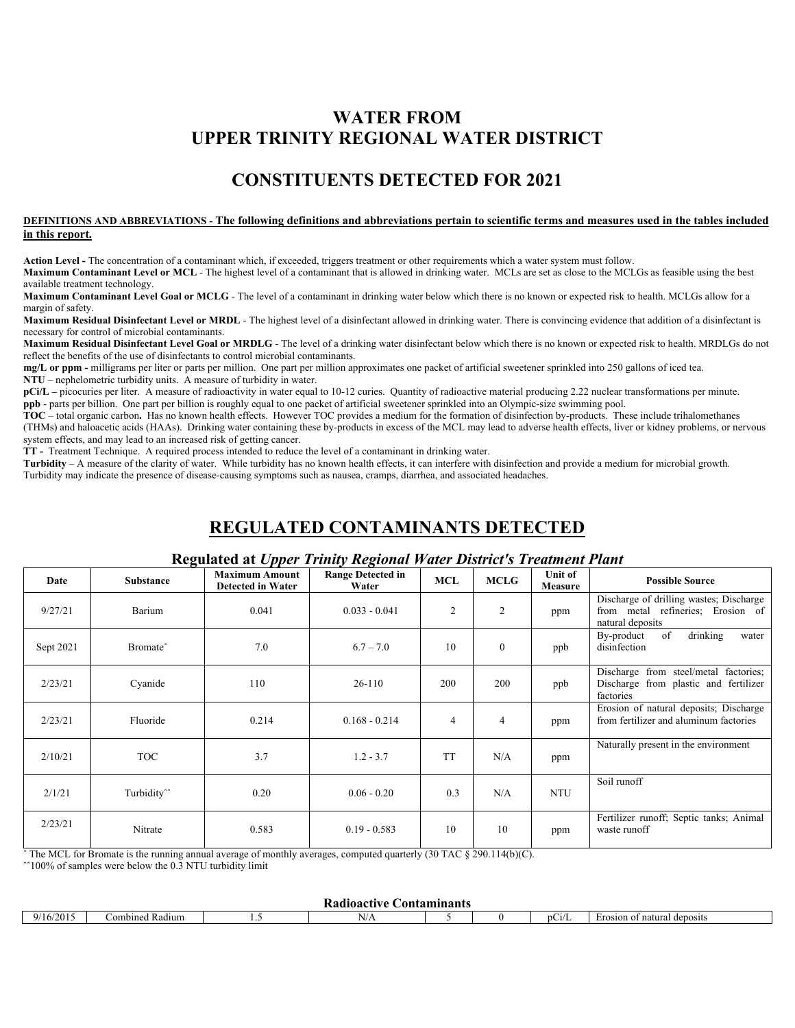# WATER FROM UPPER TRINITY REGIONAL WATER DISTRICT

## CONSTITUENTS DETECTED FOR 2021

**DEFINITIONS AND ABBREVIATIONS - The following definitions and abbreviations pertain to scientific terms and measures used in the tables included in this report.**

**Action Level -** The concentration of a contaminant which, if exceeded, triggers treatment or other requirements which a water system must follow.
**Maximum Contaminant Level or MCL** - The highest level of a contaminant that is allowed in drinking water. MCLs are set as close to the MCLGs as feasible using the best available treatment technology.
**Maximum Contaminant Level Goal or MCLG** - The level of a contaminant in drinking water below which there is no known or expected risk to health. MCLGs allow for a margin of safety.
**Maximum Residual Disinfectant Level or MRDL** - The highest level of a disinfectant allowed in drinking water. There is convincing evidence that addition of a disinfectant is necessary for control of microbial contaminants.
**Maximum Residual Disinfectant Level Goal or MRDLG** - The level of a drinking water disinfectant below which there is no known or expected risk to health. MRDLGs do not reflect the benefits of the use of disinfectants to control microbial contaminants.
**mg/L or ppm -** milligrams per liter or parts per million. One part per million approximates one packet of artificial sweetener sprinkled into 250 gallons of iced tea.
**NTU** – nephelometric turbidity units. A measure of turbidity in water.
**pCi/L –** picocuries per liter. A measure of radioactivity in water equal to 10-12 curies. Quantity of radioactive material producing 2.22 nuclear transformations per minute.
**ppb** - parts per billion. One part per billion is roughly equal to one packet of artificial sweetener sprinkled into an Olympic-size swimming pool.
**TOC** – total organic carbon**.** Has no known health effects. However TOC provides a medium for the formation of disinfection by-products. These include trihalomethanes (THMs) and haloacetic acids (HAAs). Drinking water containing these by-products in excess of the MCL may lead to adverse health effects, liver or kidney problems, or nervous system effects, and may lead to an increased risk of getting cancer.
**TT -** Treatment Technique. A required process intended to reduce the level of a contaminant in drinking water.
**Turbidity** – A measure of the clarity of water. While turbidity has no known health effects, it can interfere with disinfection and provide a medium for microbial growth. Turbidity may indicate the presence of disease-causing symptoms such as nausea, cramps, diarrhea, and associated headaches.

## REGULATED CONTAMINANTS DETECTED

### Regulated at *Upper Trinity Regional Water District's Treatment Plant*

| Date | Substance | Maximum Amount Detected in Water | Range Detected in Water | MCL | MCLG | Unit of Measure | Possible Source |
|---|---|---|---|---|---|---|---|
| 9/27/21 | Barium | 0.041 | 0.033 - 0.041 | 2 | 2 | ppm | Discharge of drilling wastes; Discharge from metal refineries; Erosion of natural deposits |
| Sept 2021 | Bromate^ | 7.0 | 6.7 – 7.0 | 10 | 0 | ppb | By-product of drinking water disinfection |
| 2/23/21 | Cyanide | 110 | 26-110 | 200 | 200 | ppb | Discharge from steel/metal factories; Discharge from plastic and fertilizer factories |
| 2/23/21 | Fluoride | 0.214 | 0.168 - 0.214 | 4 | 4 | ppm | Erosion of natural deposits; Discharge from fertilizer and aluminum factories |
| 2/10/21 | TOC | 3.7 | 1.2 - 3.7 | TT | N/A | ppm | Naturally present in the environment |
| 2/1/21 | Turbidity^^ | 0.20 | 0.06 - 0.20 | 0.3 | N/A | NTU | Soil runoff |
| 2/23/21 | Nitrate | 0.583 | 0.19 - 0.583 | 10 | 10 | ppm | Fertilizer runoff; Septic tanks; Animal waste runoff |

^ The MCL for Bromate is the running annual average of monthly averages, computed quarterly (30 TAC § 290.114(b)(C).
^^100% of samples were below the 0.3 NTU turbidity limit

### Radioactive Contaminants

| Date | Substance | Maximum Amount Detected in Water | Range Detected in Water | MCL | MCLG | Unit of Measure | Possible Source |
|---|---|---|---|---|---|---|---|
| 9/16/2015 | Combined Radium | 1.5 | N/A | 5 | 0 | pCi/L | Erosion of natural deposits |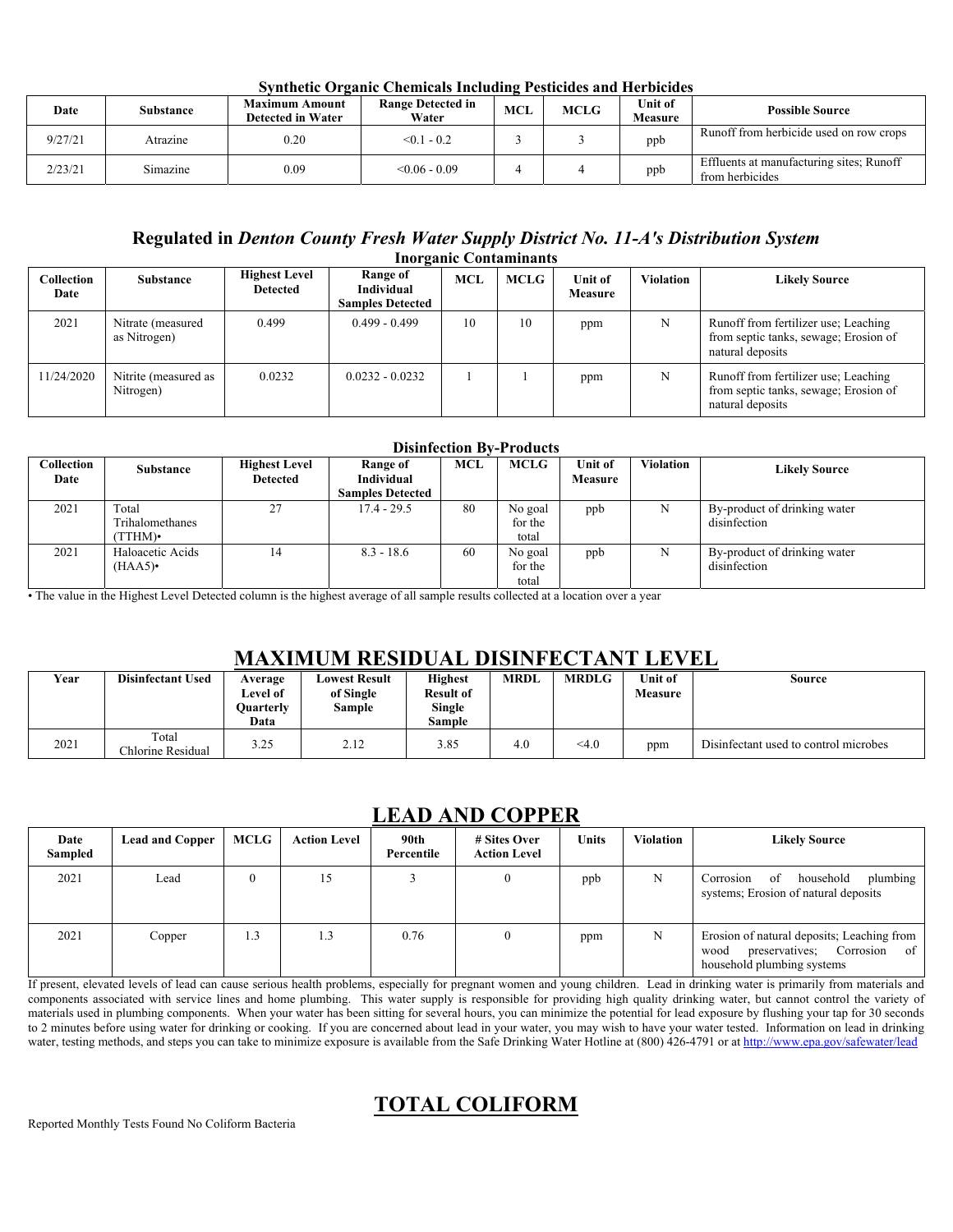### Synthetic Organic Chemicals Including Pesticides and Herbicides

| Date | Substance | Maximum Amount Detected in Water | Range Detected in Water | MCL | MCLG | Unit of Measure | Possible Source |
|---|---|---|---|---|---|---|---|
| 9/27/21 | Atrazine | 0.20 | <0.1 - 0.2 | 3 | 3 | ppb | Runoff from herbicide used on row crops |
| 2/23/21 | Simazine | 0.09 | <0.06 - 0.09 | 4 | 4 | ppb | Effluents at manufacturing sites; Runoff from herbicides |

## Regulated in *Denton County Fresh Water Supply District No. 11-A's Distribution System*

### Inorganic Contaminants

| Collection Date | Substance | Highest Level Detected | Range of Individual Samples Detected | MCL | MCLG | Unit of Measure | Violation | Likely Source |
|---|---|---|---|---|---|---|---|---|
| 2021 | Nitrate (measured as Nitrogen) | 0.499 | 0.499 - 0.499 | 10 | 10 | ppm | N | Runoff from fertilizer use; Leaching from septic tanks, sewage; Erosion of natural deposits |
| 11/24/2020 | Nitrite (measured as Nitrogen) | 0.0232 | 0.0232 - 0.0232 | 1 | 1 | ppm | N | Runoff from fertilizer use; Leaching from septic tanks, sewage; Erosion of natural deposits |

### Disinfection By-Products

| Collection Date | Substance | Highest Level Detected | Range of Individual Samples Detected | MCL | MCLG | Unit of Measure | Violation | Likely Source |
|---|---|---|---|---|---|---|---|---|
| 2021 | Total Trihalomethanes (TTHM)• | 27 | 17.4 - 29.5 | 80 | No goal for the total | ppb | N | By-product of drinking water disinfection |
| 2021 | Haloacetic Acids (HAA5)• | 14 | 8.3 - 18.6 | 60 | No goal for the total | ppb | N | By-product of drinking water disinfection |

• The value in the Highest Level Detected column is the highest average of all sample results collected at a location over a year

## MAXIMUM RESIDUAL DISINFECTANT LEVEL

| Year | Disinfectant Used | Average Level of Quarterly Data | Lowest Result of Single Sample | Highest Result of Single Sample | MRDL | MRDLG | Unit of Measure | Source |
|---|---|---|---|---|---|---|---|---|
| 2021 | Total Chlorine Residual | 3.25 | 2.12 | 3.85 | 4.0 | <4.0 | ppm | Disinfectant used to control microbes |

## LEAD AND COPPER

| Date Sampled | Lead and Copper | MCLG | Action Level | 90th Percentile | # Sites Over Action Level | Units | Violation | Likely Source |
|---|---|---|---|---|---|---|---|---|
| 2021 | Lead | 0 | 15 | 3 | 0 | ppb | N | Corrosion of household plumbing systems; Erosion of natural deposits |
| 2021 | Copper | 1.3 | 1.3 | 0.76 | 0 | ppm | N | Erosion of natural deposits; Leaching from wood preservatives; Corrosion of household plumbing systems |

If present, elevated levels of lead can cause serious health problems, especially for pregnant women and young children. Lead in drinking water is primarily from materials and components associated with service lines and home plumbing. This water supply is responsible for providing high quality drinking water, but cannot control the variety of materials used in plumbing components. When your water has been sitting for several hours, you can minimize the potential for lead exposure by flushing your tap for 30 seconds to 2 minutes before using water for drinking or cooking. If you are concerned about lead in your water, you may wish to have your water tested. Information on lead in drinking water, testing methods, and steps you can take to minimize exposure is available from the Safe Drinking Water Hotline at (800) 426-4791 or at http://www.epa.gov/safewater/lead

## TOTAL COLIFORM

Reported Monthly Tests Found No Coliform Bacteria